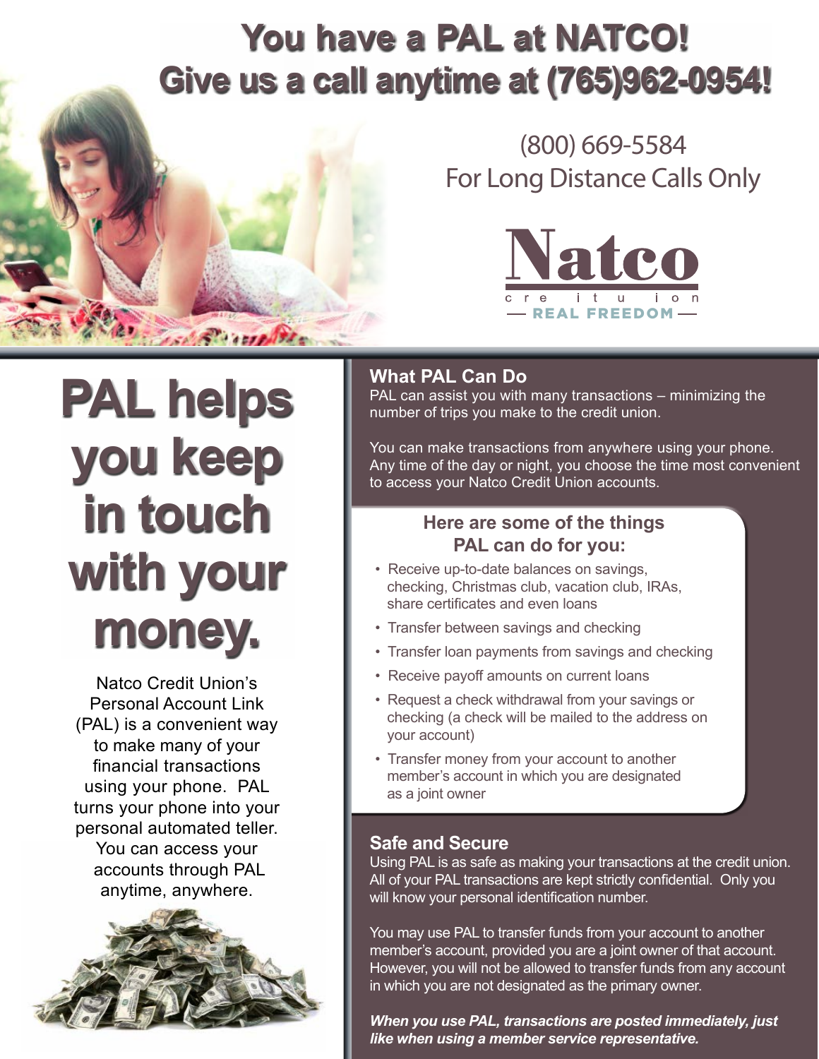# You have a PAL at NATCO! Give us a call anytime at (765)962-0954!

(800) 669-5584
For Long Distance Calls Only

Natco credit union
— REAL FREEDOM —

# PAL helps you keep in touch with your money.

Natco Credit Union's Personal Account Link (PAL) is a convenient way to make many of your financial transactions using your phone. PAL turns your phone into your personal automated teller. You can access your accounts through PAL anytime, anywhere.

## What PAL Can Do

PAL can assist you with many transactions – minimizing the number of trips you make to the credit union.

You can make transactions from anywhere using your phone. Any time of the day or night, you choose the time most convenient to access your Natco Credit Union accounts.

### Here are some of the things PAL can do for you:

- Receive up-to-date balances on savings, checking, Christmas club, vacation club, IRAs, share certificates and even loans
- Transfer between savings and checking
- Transfer loan payments from savings and checking
- Receive payoff amounts on current loans
- Request a check withdrawal from your savings or checking (a check will be mailed to the address on your account)
- Transfer money from your account to another member's account in which you are designated as a joint owner

## Safe and Secure

Using PAL is as safe as making your transactions at the credit union. All of your PAL transactions are kept strictly confidential. Only you will know your personal identification number.

You may use PAL to transfer funds from your account to another member's account, provided you are a joint owner of that account. However, you will not be allowed to transfer funds from any account in which you are not designated as the primary owner.

***When you use PAL, transactions are posted immediately, just like when using a member service representative.***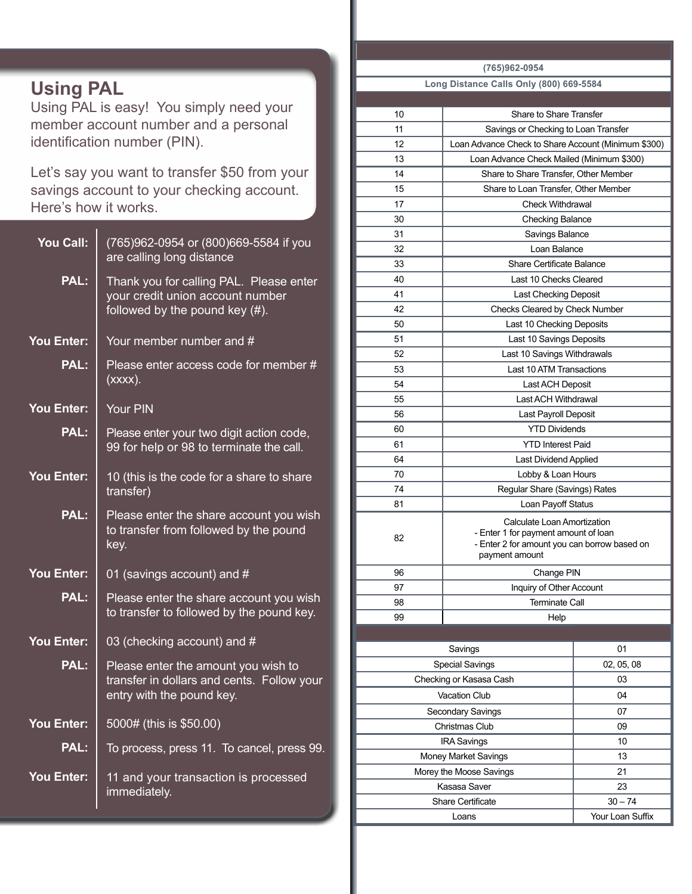## Using PAL

Using PAL is easy! You simply need your member account number and a personal identification number (PIN).

Let's say you want to transfer $50 from your savings account to your checking account. Here's how it works.

| | |
|---|---|
| **You Call:** | (765)962-0954 or (800)669-5584 if you are calling long distance |
| **PAL:** | Thank you for calling PAL. Please enter your credit union account number followed by the pound key (#). |
| **You Enter:** | Your member number and # |
| **PAL:** | Please enter access code for member # (xxxx). |
| **You Enter:** | Your PIN |
| **PAL:** | Please enter your two digit action code, 99 for help or 98 to terminate the call. |
| **You Enter:** | 10 (this is the code for a share to share transfer) |
| **PAL:** | Please enter the share account you wish to transfer from followed by the pound key. |
| **You Enter:** | 01 (savings account) and # |
| **PAL:** | Please enter the share account you wish to transfer to followed by the pound key. |
| **You Enter:** | 03 (checking account) and # |
| **PAL:** | Please enter the amount you wish to transfer in dollars and cents. Follow your entry with the pound key. |
| **You Enter:** | 5000# (this is $50.00) |
| **PAL:** | To process, press 11. To cancel, press 99. |
| **You Enter:** | 11 and your transaction is processed immediately. |

**(765)962-0954**

**Long Distance Calls Only (800) 669-5584**

| | |
|---|---|
| 10 | Share to Share Transfer |
| 11 | Savings or Checking to Loan Transfer |
| 12 | Loan Advance Check to Share Account (Minimum $300) |
| 13 | Loan Advance Check Mailed (Minimum $300) |
| 14 | Share to Share Transfer, Other Member |
| 15 | Share to Loan Transfer, Other Member |
| 17 | Check Withdrawal |
| 30 | Checking Balance |
| 31 | Savings Balance |
| 32 | Loan Balance |
| 33 | Share Certificate Balance |
| 40 | Last 10 Checks Cleared |
| 41 | Last Checking Deposit |
| 42 | Checks Cleared by Check Number |
| 50 | Last 10 Checking Deposits |
| 51 | Last 10 Savings Deposits |
| 52 | Last 10 Savings Withdrawals |
| 53 | Last 10 ATM Transactions |
| 54 | Last ACH Deposit |
| 55 | Last ACH Withdrawal |
| 56 | Last Payroll Deposit |
| 60 | YTD Dividends |
| 61 | YTD Interest Paid |
| 64 | Last Dividend Applied |
| 70 | Lobby & Loan Hours |
| 74 | Regular Share (Savings) Rates |
| 81 | Loan Payoff Status |
| 82 | Calculate Loan Amortization<br>- Enter 1 for payment amount of loan<br>- Enter 2 for amount you can borrow based on payment amount |
| 96 | Change PIN |
| 97 | Inquiry of Other Account |
| 98 | Terminate Call |
| 99 | Help |

| | |
|---|---|
| Savings | 01 |
| Special Savings | 02, 05, 08 |
| Checking or Kasasa Cash | 03 |
| Vacation Club | 04 |
| Secondary Savings | 07 |
| Christmas Club | 09 |
| IRA Savings | 10 |
| Money Market Savings | 13 |
| Morey the Moose Savings | 21 |
| Kasasa Saver | 23 |
| Share Certificate | 30 – 74 |
| Loans | Your Loan Suffix |